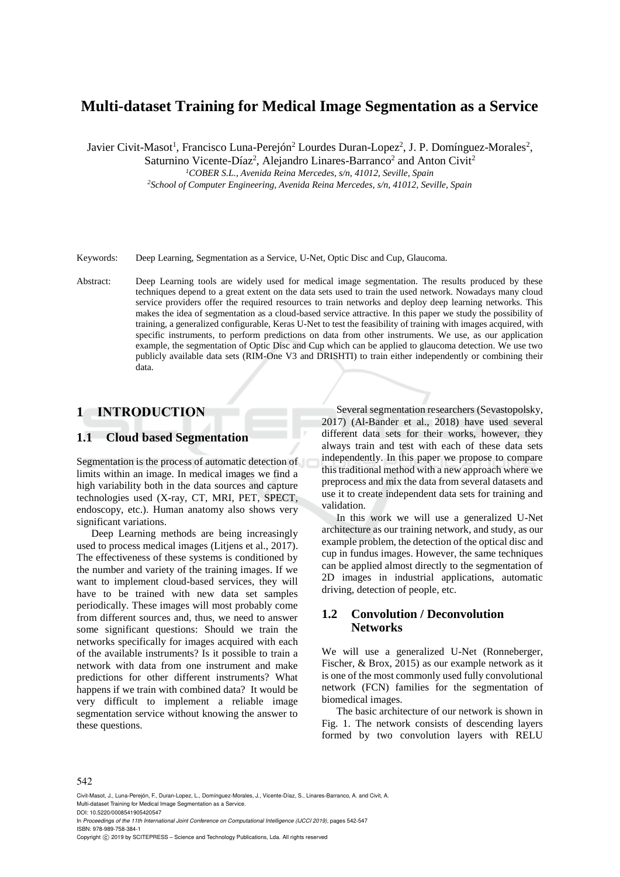# Multi-dataset Training for Medical Image Segmentation as a Service

Javier Civit-Masot[1], Francisco Luna-Perejón[2] Lourdes Duran-Lopez[2], J. P. Domínguez-Morales[2], Saturnino Vicente-Díaz[2], Alejandro Linares-Barranco[2] and Anton Civit[2]

[1]*COBER S.L., Avenida Reina Mercedes, s/n, 41012, Seville, Spain*
[2]*School of Computer Engineering, Avenida Reina Mercedes, s/n, 41012, Seville, Spain*

Keywords: Deep Learning, Segmentation as a Service, U-Net, Optic Disc and Cup, Glaucoma.

Abstract: Deep Learning tools are widely used for medical image segmentation. The results produced by these techniques depend to a great extent on the data sets used to train the used network. Nowadays many cloud service providers offer the required resources to train networks and deploy deep learning networks. This makes the idea of segmentation as a cloud-based service attractive. In this paper we study the possibility of training, a generalized configurable, Keras U-Net to test the feasibility of training with images acquired, with specific instruments, to perform predictions on data from other instruments. We use, as our application example, the segmentation of Optic Disc and Cup which can be applied to glaucoma detection. We use two publicly available data sets (RIM-One V3 and DRISHTI) to train either independently or combining their data.

## 1 INTRODUCTION

### 1.1 Cloud based Segmentation

Segmentation is the process of automatic detection of limits within an image. In medical images we find a high variability both in the data sources and capture technologies used (X-ray, CT, MRI, PET, SPECT, endoscopy, etc.). Human anatomy also shows very significant variations.

Deep Learning methods are being increasingly used to process medical images (Litjens et al., 2017). The effectiveness of these systems is conditioned by the number and variety of the training images. If we want to implement cloud-based services, they will have to be trained with new data set samples periodically. These images will most probably come from different sources and, thus, we need to answer some significant questions: Should we train the networks specifically for images acquired with each of the available instruments? Is it possible to train a network with data from one instrument and make predictions for other different instruments? What happens if we train with combined data? It would be very difficult to implement a reliable image segmentation service without knowing the answer to these questions.

Several segmentation researchers (Sevastopolsky, 2017) (Al-Bander et al., 2018) have used several different data sets for their works, however, they always train and test with each of these data sets independently. In this paper we propose to compare this traditional method with a new approach where we preprocess and mix the data from several datasets and use it to create independent data sets for training and validation.

In this work we will use a generalized U-Net architecture as our training network, and study, as our example problem, the detection of the optical disc and cup in fundus images. However, the same techniques can be applied almost directly to the segmentation of 2D images in industrial applications, automatic driving, detection of people, etc.

### 1.2 Convolution / Deconvolution Networks

We will use a generalized U-Net (Ronneberger, Fischer, & Brox, 2015) as our example network as it is one of the most commonly used fully convolutional network (FCN) families for the segmentation of biomedical images.

The basic architecture of our network is shown in Fig. 1. The network consists of descending layers formed by two convolution layers with RELU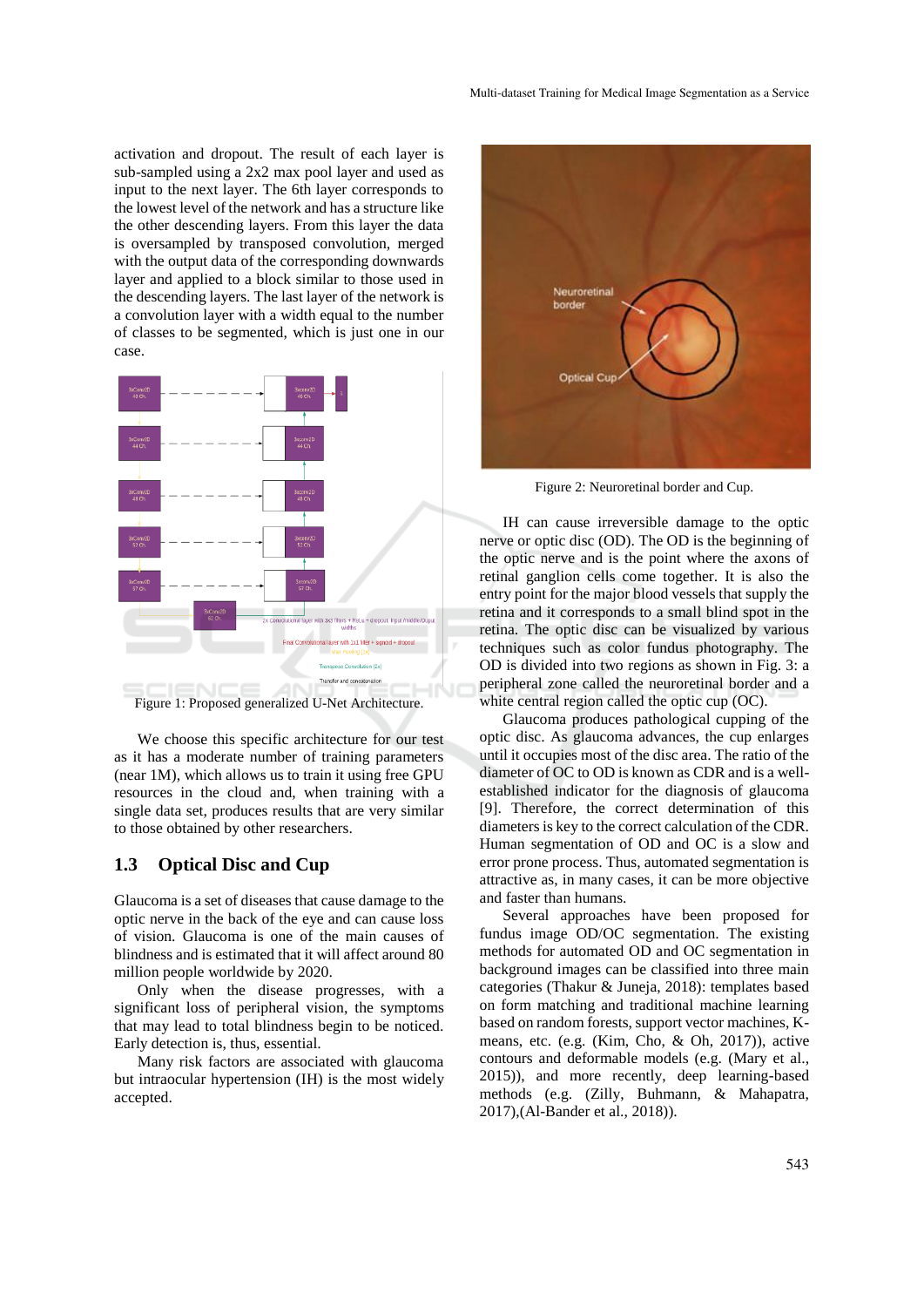activation and dropout. The result of each layer is sub-sampled using a 2x2 max pool layer and used as input to the next layer. The 6th layer corresponds to the lowest level of the network and has a structure like the other descending layers. From this layer the data is oversampled by transposed convolution, merged with the output data of the corresponding downwards layer and applied to a block similar to those used in the descending layers. The last layer of the network is a convolution layer with a width equal to the number of classes to be segmented, which is just one in our case.

Figure 1: Proposed generalized U-Net Architecture.

We choose this specific architecture for our test as it has a moderate number of training parameters (near 1M), which allows us to train it using free GPU resources in the cloud and, when training with a single data set, produces results that are very similar to those obtained by other researchers.

## 1.3 Optical Disc and Cup

Glaucoma is a set of diseases that cause damage to the optic nerve in the back of the eye and can cause loss of vision. Glaucoma is one of the main causes of blindness and is estimated that it will affect around 80 million people worldwide by 2020.

Only when the disease progresses, with a significant loss of peripheral vision, the symptoms that may lead to total blindness begin to be noticed. Early detection is, thus, essential.

Many risk factors are associated with glaucoma but intraocular hypertension (IH) is the most widely accepted.

Figure 2: Neuroretinal border and Cup.

IH can cause irreversible damage to the optic nerve or optic disc (OD). The OD is the beginning of the optic nerve and is the point where the axons of retinal ganglion cells come together. It is also the entry point for the major blood vessels that supply the retina and it corresponds to a small blind spot in the retina. The optic disc can be visualized by various techniques such as color fundus photography. The OD is divided into two regions as shown in Fig. 3: a peripheral zone called the neuroretinal border and a white central region called the optic cup (OC).

Glaucoma produces pathological cupping of the optic disc. As glaucoma advances, the cup enlarges until it occupies most of the disc area. The ratio of the diameter of OC to OD is known as CDR and is a well-established indicator for the diagnosis of glaucoma [9]. Therefore, the correct determination of this diameters is key to the correct calculation of the CDR. Human segmentation of OD and OC is a slow and error prone process. Thus, automated segmentation is attractive as, in many cases, it can be more objective and faster than humans.

Several approaches have been proposed for fundus image OD/OC segmentation. The existing methods for automated OD and OC segmentation in background images can be classified into three main categories (Thakur & Juneja, 2018): templates based on form matching and traditional machine learning based on random forests, support vector machines, K-means, etc. (e.g. (Kim, Cho, & Oh, 2017)), active contours and deformable models (e.g. (Mary et al., 2015)), and more recently, deep learning-based methods (e.g. (Zilly, Buhmann, & Mahapatra, 2017),(Al-Bander et al., 2018)).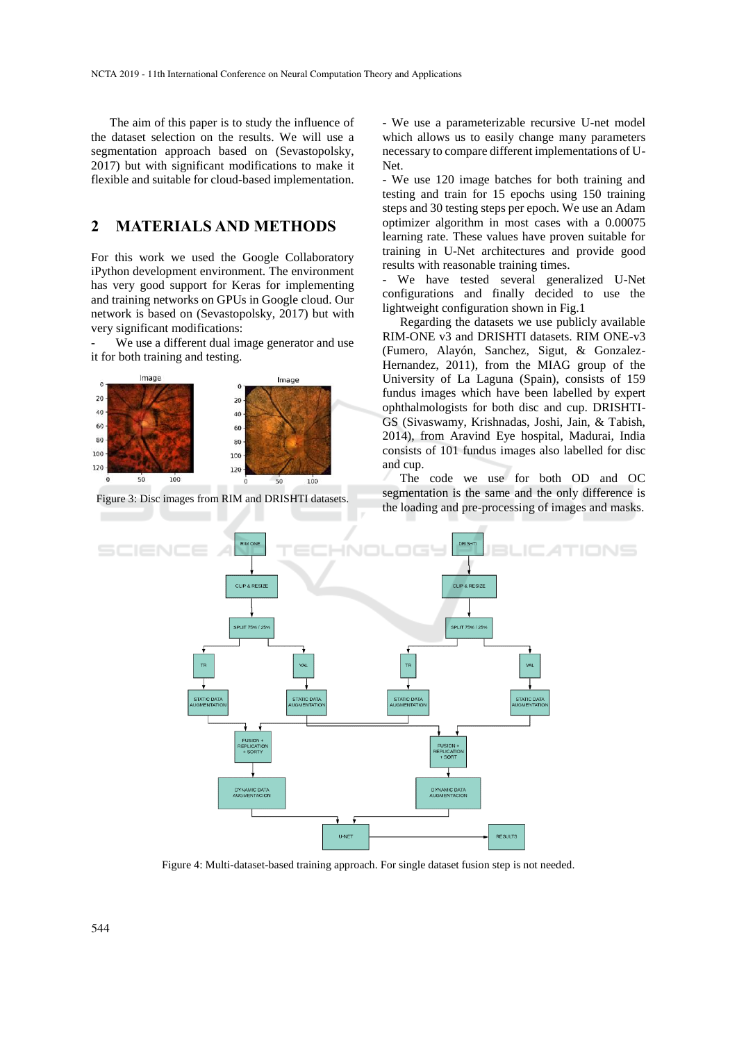The aim of this paper is to study the influence of the dataset selection on the results. We will use a segmentation approach based on (Sevastopolsky, 2017) but with significant modifications to make it flexible and suitable for cloud-based implementation.

## 2 MATERIALS AND METHODS

For this work we used the Google Collaboratory iPython development environment. The environment has very good support for Keras for implementing and training networks on GPUs in Google cloud. Our network is based on (Sevastopolsky, 2017) but with very significant modifications:

- We use a different dual image generator and use it for both training and testing.

Figure 3: Disc images from RIM and DRISHTI datasets.

- We use a parameterizable recursive U-net model which allows us to easily change many parameters necessary to compare different implementations of U-Net.
- We use 120 image batches for both training and testing and train for 15 epochs using 150 training steps and 30 testing steps per epoch. We use an Adam optimizer algorithm in most cases with a 0.00075 learning rate. These values have proven suitable for training in U-Net architectures and provide good results with reasonable training times.
- We have tested several generalized U-Net configurations and finally decided to use the lightweight configuration shown in Fig.1

Regarding the datasets we use publicly available RIM-ONE v3 and DRISHTI datasets. RIM ONE-v3 (Fumero, Alayón, Sanchez, Sigut, & Gonzalez-Hernandez, 2011), from the MIAG group of the University of La Laguna (Spain), consists of 159 fundus images which have been labelled by expert ophthalmologists for both disc and cup. DRISHTI-GS (Sivaswamy, Krishnadas, Joshi, Jain, & Tabish, 2014), from Aravind Eye hospital, Madurai, India consists of 101 fundus images also labelled for disc and cup.

The code we use for both OD and OC segmentation is the same and the only difference is the loading and pre-processing of images and masks.

Figure 4: Multi-dataset-based training approach. For single dataset fusion step is not needed.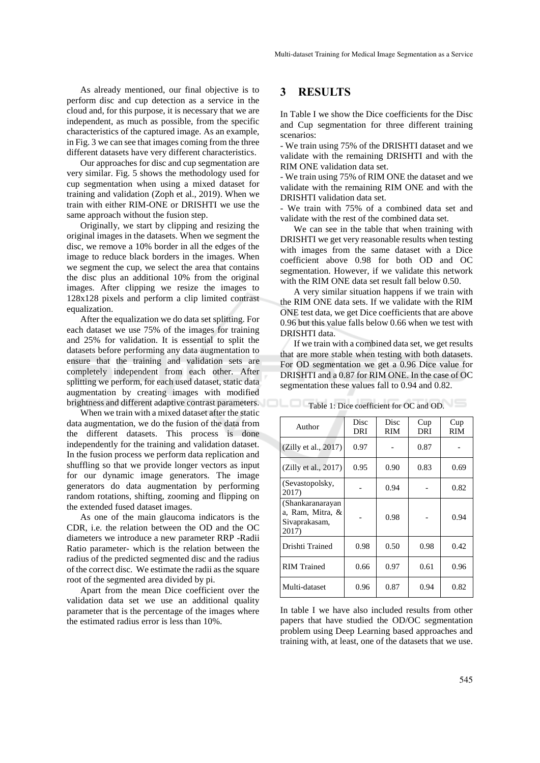As already mentioned, our final objective is to perform disc and cup detection as a service in the cloud and, for this purpose, it is necessary that we are independent, as much as possible, from the specific characteristics of the captured image. As an example, in Fig. 3 we can see that images coming from the three different datasets have very different characteristics.

Our approaches for disc and cup segmentation are very similar. Fig. 5 shows the methodology used for cup segmentation when using a mixed dataset for training and validation (Zoph et al., 2019). When we train with either RIM-ONE or DRISHTI we use the same approach without the fusion step.

Originally, we start by clipping and resizing the original images in the datasets. When we segment the disc, we remove a 10% border in all the edges of the image to reduce black borders in the images. When we segment the cup, we select the area that contains the disc plus an additional 10% from the original images. After clipping we resize the images to 128x128 pixels and perform a clip limited contrast equalization.

After the equalization we do data set splitting. For each dataset we use 75% of the images for training and 25% for validation. It is essential to split the datasets before performing any data augmentation to ensure that the training and validation sets are completely independent from each other. After splitting we perform, for each used dataset, static data augmentation by creating images with modified brightness and different adaptive contrast parameters.

When we train with a mixed dataset after the static data augmentation, we do the fusion of the data from the different datasets. This process is done independently for the training and validation dataset. In the fusion process we perform data replication and shuffling so that we provide longer vectors as input for our dynamic image generators. The image generators do data augmentation by performing random rotations, shifting, zooming and flipping on the extended fused dataset images.

As one of the main glaucoma indicators is the CDR, i.e. the relation between the OD and the OC diameters we introduce a new parameter RRP -Radii Ratio parameter- which is the relation between the radius of the predicted segmented disc and the radius of the correct disc. We estimate the radii as the square root of the segmented area divided by pi.

Apart from the mean Dice coefficient over the validation data set we use an additional quality parameter that is the percentage of the images where the estimated radius error is less than 10%.

# 3 RESULTS

In Table I we show the Dice coefficients for the Disc and Cup segmentation for three different training scenarios:

- We train using 75% of the DRISHTI dataset and we validate with the remaining DRISHTI and with the RIM ONE validation data set.
- We train using 75% of RIM ONE the dataset and we validate with the remaining RIM ONE and with the DRISHTI validation data set.
- We train with 75% of a combined data set and validate with the rest of the combined data set.

We can see in the table that when training with DRISHTI we get very reasonable results when testing with images from the same dataset with a Dice coefficient above 0.98 for both OD and OC segmentation. However, if we validate this network with the RIM ONE data set result fall below 0.50.

A very similar situation happens if we train with the RIM ONE data sets. If we validate with the RIM ONE test data, we get Dice coefficients that are above 0.96 but this value falls below 0.66 when we test with DRISHTI data.

If we train with a combined data set, we get results that are more stable when testing with both datasets. For OD segmentation we get a 0.96 Dice value for DRISHTI and a 0.87 for RIM ONE. In the case of OC segmentation these values fall to 0.94 and 0.82.

Table 1: Dice coefficient for OC and OD.

| Author | Disc DRI | Disc RIM | Cup DRI | Cup RIM |
|---|---|---|---|---|
| (Zilly et al., 2017) | 0.97 | - | 0.87 | - |
| (Zilly et al., 2017) | 0.95 | 0.90 | 0.83 | 0.69 |
| (Sevastopolsky, 2017) | - | 0.94 | - | 0.82 |
| (Shankaranarayana, Ram, Mitra, & Sivaprakasam, 2017) | - | 0.98 | - | 0.94 |
| Drishti Trained | 0.98 | 0.50 | 0.98 | 0.42 |
| RIM Trained | 0.66 | 0.97 | 0.61 | 0.96 |
| Multi-dataset | 0.96 | 0.87 | 0.94 | 0.82 |

In table I we have also included results from other papers that have studied the OD/OC segmentation problem using Deep Learning based approaches and training with, at least, one of the datasets that we use.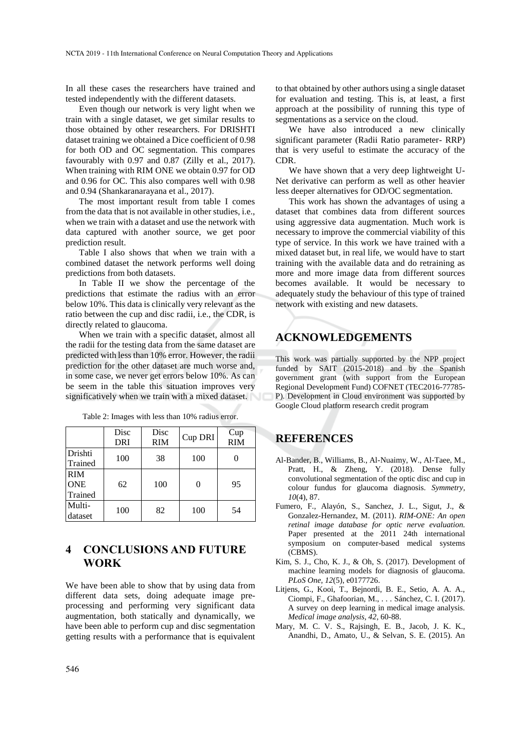In all these cases the researchers have trained and tested independently with the different datasets.

Even though our network is very light when we train with a single dataset, we get similar results to those obtained by other researchers. For DRISHTI dataset training we obtained a Dice coefficient of 0.98 for both OD and OC segmentation. This compares favourably with 0.97 and 0.87 (Zilly et al., 2017). When training with RIM ONE we obtain 0.97 for OD and 0.96 for OC. This also compares well with 0.98 and 0.94 (Shankaranarayana et al., 2017).

The most important result from table I comes from the data that is not available in other studies, i.e., when we train with a dataset and use the network with data captured with another source, we get poor prediction result.

Table I also shows that when we train with a combined dataset the network performs well doing predictions from both datasets.

In Table II we show the percentage of the predictions that estimate the radius with an error below 10%. This data is clinically very relevant as the ratio between the cup and disc radii, i.e., the CDR, is directly related to glaucoma.

When we train with a specific dataset, almost all the radii for the testing data from the same dataset are predicted with less than 10% error. However, the radii prediction for the other dataset are much worse and, in some case, we never get errors below 10%. As can be seem in the table this situation improves very significatively when we train with a mixed dataset.

Table 2: Images with less than 10% radius error.

| | Disc DRI | Disc RIM | Cup DRI | Cup RIM |
|---|---|---|---|---|
| Drishti Trained | 100 | 38 | 100 | 0 |
| RIM ONE Trained | 62 | 100 | 0 | 95 |
| Multi-dataset | 100 | 82 | 100 | 54 |

## 4 CONCLUSIONS AND FUTURE WORK

We have been able to show that by using data from different data sets, doing adequate image pre-processing and performing very significant data augmentation, both statically and dynamically, we have been able to perform cup and disc segmentation getting results with a performance that is equivalent to that obtained by other authors using a single dataset for evaluation and testing. This is, at least, a first approach at the possibility of running this type of segmentations as a service on the cloud.

We have also introduced a new clinically significant parameter (Radii Ratio parameter- RRP) that is very useful to estimate the accuracy of the CDR.

We have shown that a very deep lightweight U-Net derivative can perform as well as other heavier less deeper alternatives for OD/OC segmentation.

This work has shown the advantages of using a dataset that combines data from different sources using aggressive data augmentation. Much work is necessary to improve the commercial viability of this type of service. In this work we have trained with a mixed dataset but, in real life, we would have to start training with the available data and do retraining as more and more image data from different sources becomes available. It would be necessary to adequately study the behaviour of this type of trained network with existing and new datasets.

## ACKNOWLEDGEMENTS

This work was partially supported by the NPP project funded by SAIT (2015-2018) and by the Spanish government grant (with support from the European Regional Development Fund) COFNET (TEC2016-77785-P). Development in Cloud environment was supported by Google Cloud platform research credit program

## REFERENCES

Al-Bander, B., Williams, B., Al-Nuaimy, W., Al-Taee, M., Pratt, H., & Zheng, Y. (2018). Dense fully convolutional segmentation of the optic disc and cup in colour fundus for glaucoma diagnosis. *Symmetry, 10*(4), 87.

Fumero, F., Alayón, S., Sanchez, J. L., Sigut, J., & Gonzalez-Hernandez, M. (2011). *RIM-ONE: An open retinal image database for optic nerve evaluation.* Paper presented at the 2011 24th international symposium on computer-based medical systems (CBMS).

Kim, S. J., Cho, K. J., & Oh, S. (2017). Development of machine learning models for diagnosis of glaucoma. *PLoS One, 12*(5), e0177726.

Litjens, G., Kooi, T., Bejnordi, B. E., Setio, A. A. A., Ciompi, F., Ghafoorian, M., . . . Sánchez, C. I. (2017). A survey on deep learning in medical image analysis. *Medical image analysis, 42*, 60-88.

Mary, M. C. V. S., Rajsingh, E. B., Jacob, J. K. K., Anandhi, D., Amato, U., & Selvan, S. E. (2015). An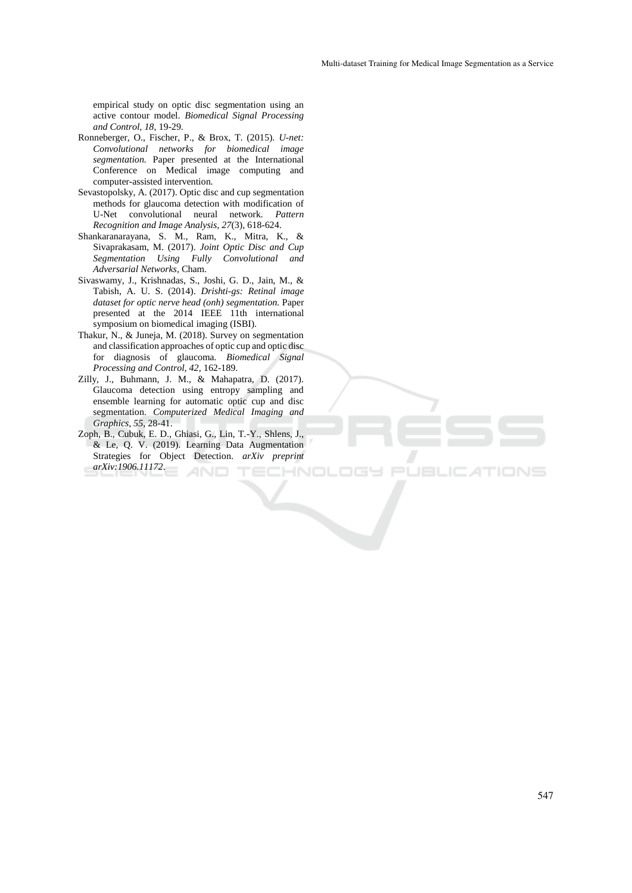empirical study on optic disc segmentation using an active contour model. *Biomedical Signal Processing and Control, 18*, 19-29.

Ronneberger, O., Fischer, P., & Brox, T. (2015). *U-net: Convolutional networks for biomedical image segmentation.* Paper presented at the International Conference on Medical image computing and computer-assisted intervention.

Sevastopolsky, A. (2017). Optic disc and cup segmentation methods for glaucoma detection with modification of U-Net convolutional neural network. *Pattern Recognition and Image Analysis, 27*(3), 618-624.

Shankaranarayana, S. M., Ram, K., Mitra, K., & Sivaprakasam, M. (2017). *Joint Optic Disc and Cup Segmentation Using Fully Convolutional and Adversarial Networks*, Cham.

Sivaswamy, J., Krishnadas, S., Joshi, G. D., Jain, M., & Tabish, A. U. S. (2014). *Drishti-gs: Retinal image dataset for optic nerve head (onh) segmentation.* Paper presented at the 2014 IEEE 11th international symposium on biomedical imaging (ISBI).

Thakur, N., & Juneja, M. (2018). Survey on segmentation and classification approaches of optic cup and optic disc for diagnosis of glaucoma. *Biomedical Signal Processing and Control, 42*, 162-189.

Zilly, J., Buhmann, J. M., & Mahapatra, D. (2017). Glaucoma detection using entropy sampling and ensemble learning for automatic optic cup and disc segmentation. *Computerized Medical Imaging and Graphics, 55*, 28-41.

Zoph, B., Cubuk, E. D., Ghiasi, G., Lin, T.-Y., Shlens, J., & Le, Q. V. (2019). Learning Data Augmentation Strategies for Object Detection. *arXiv preprint arXiv:1906.11172*.